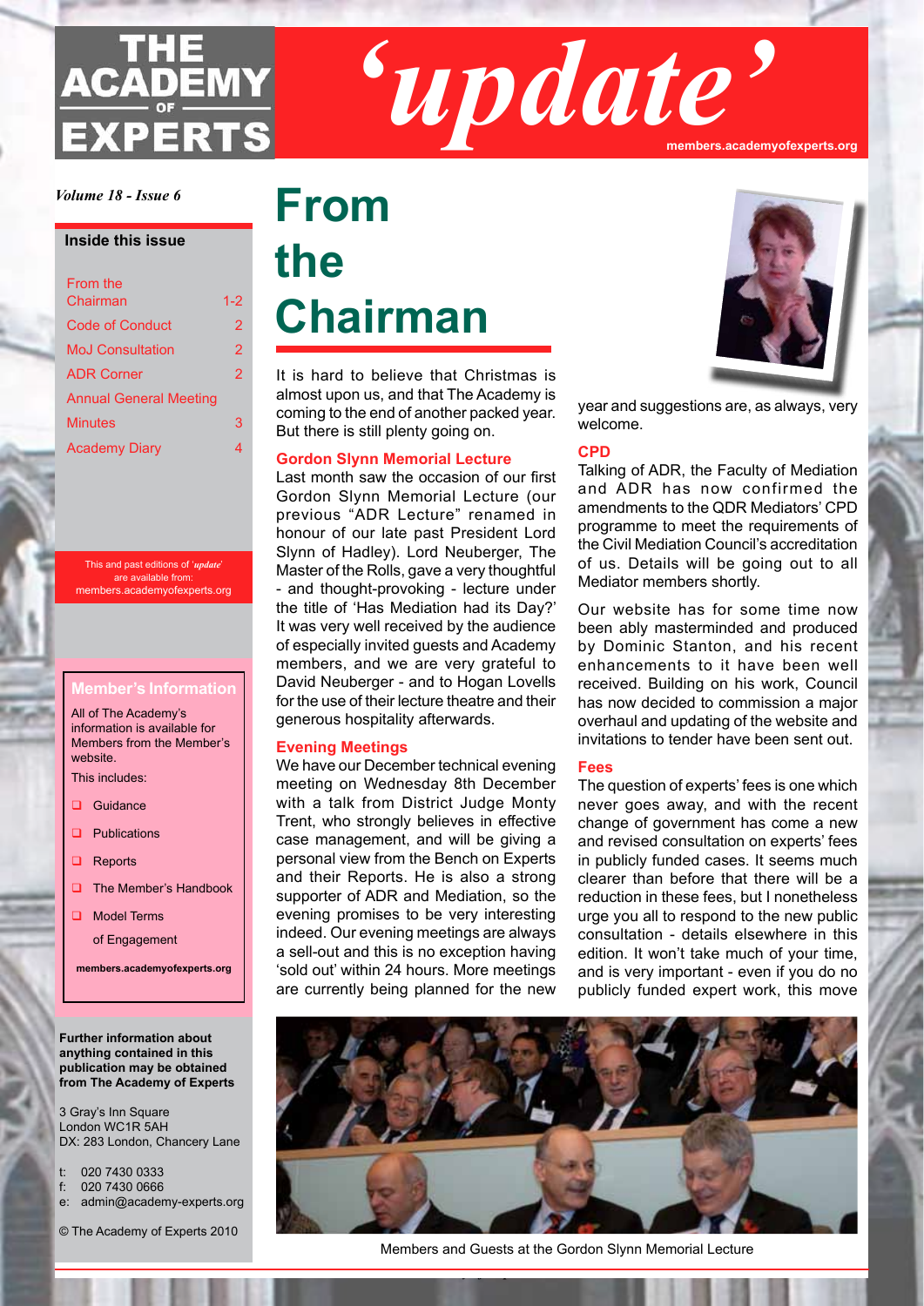# THE ACADEMY OF EXPERTS *'update'*

members.academyofexperts.org

*Volume 18 - Issue 6*

**Inside this issue**

| | |
|---|---|
| From the Chairman | 1-2 |
| Code of Conduct | 2 |
| MoJ Consultation | 2 |
| ADR Corner | 2 |
| Annual General Meeting Minutes | 3 |
| Academy Diary | 4 |

This and past editions of *'update'* are available from: members.academyofexperts.org

**Member's Information**

All of The Academy's information is available for Members from the Member's website.

This includes:

- Guidance
- Publications
- Reports
- The Member's Handbook
- Model Terms of Engagement

**members.academyofexperts.org**

**Further information about anything contained in this publication may be obtained from The Academy of Experts**

3 Gray's Inn Square
London WC1R 5AH
DX: 283 London, Chancery Lane

t: 020 7430 0333
f: 020 7430 0666
e: admin@academy-experts.org

© The Academy of Experts 2010

# From the Chairman

It is hard to believe that Christmas is almost upon us, and that The Academy is coming to the end of another packed year. But there is still plenty going on.

## Gordon Slynn Memorial Lecture

Last month saw the occasion of our first Gordon Slynn Memorial Lecture (our previous "ADR Lecture" renamed in honour of our late past President Lord Slynn of Hadley). Lord Neuberger, The Master of the Rolls, gave a very thoughtful - and thought-provoking - lecture under the title of 'Has Mediation had its Day?' It was very well received by the audience of especially invited guests and Academy members, and we are very grateful to David Neuberger - and to Hogan Lovells for the use of their lecture theatre and their generous hospitality afterwards.

## Evening Meetings

We have our December technical evening meeting on Wednesday 8th December with a talk from District Judge Monty Trent, who strongly believes in effective case management, and will be giving a personal view from the Bench on Experts and their Reports. He is also a strong supporter of ADR and Mediation, so the evening promises to be very interesting indeed. Our evening meetings are always a sell-out and this is no exception having 'sold out' within 24 hours. More meetings are currently being planned for the new year and suggestions are, as always, very welcome.

## CPD

Talking of ADR, the Faculty of Mediation and ADR has now confirmed the amendments to the QDR Mediators' CPD programme to meet the requirements of the Civil Mediation Council's accreditation of us. Details will be going out to all Mediator members shortly.

Our website has for some time now been ably masterminded and produced by Dominic Stanton, and his recent enhancements to it have been well received. Building on his work, Council has now decided to commission a major overhaul and updating of the website and invitations to tender have been sent out.

## Fees

The question of experts' fees is one which never goes away, and with the recent change of government has come a new and revised consultation on experts' fees in publicly funded cases. It seems much clearer than before that there will be a reduction in these fees, but I nonetheless urge you all to respond to the new public consultation - details elsewhere in this edition. It won't take much of your time, and is very important - even if you do no publicly funded expert work, this move

Members and Guests at the Gordon Slynn Memorial Lecture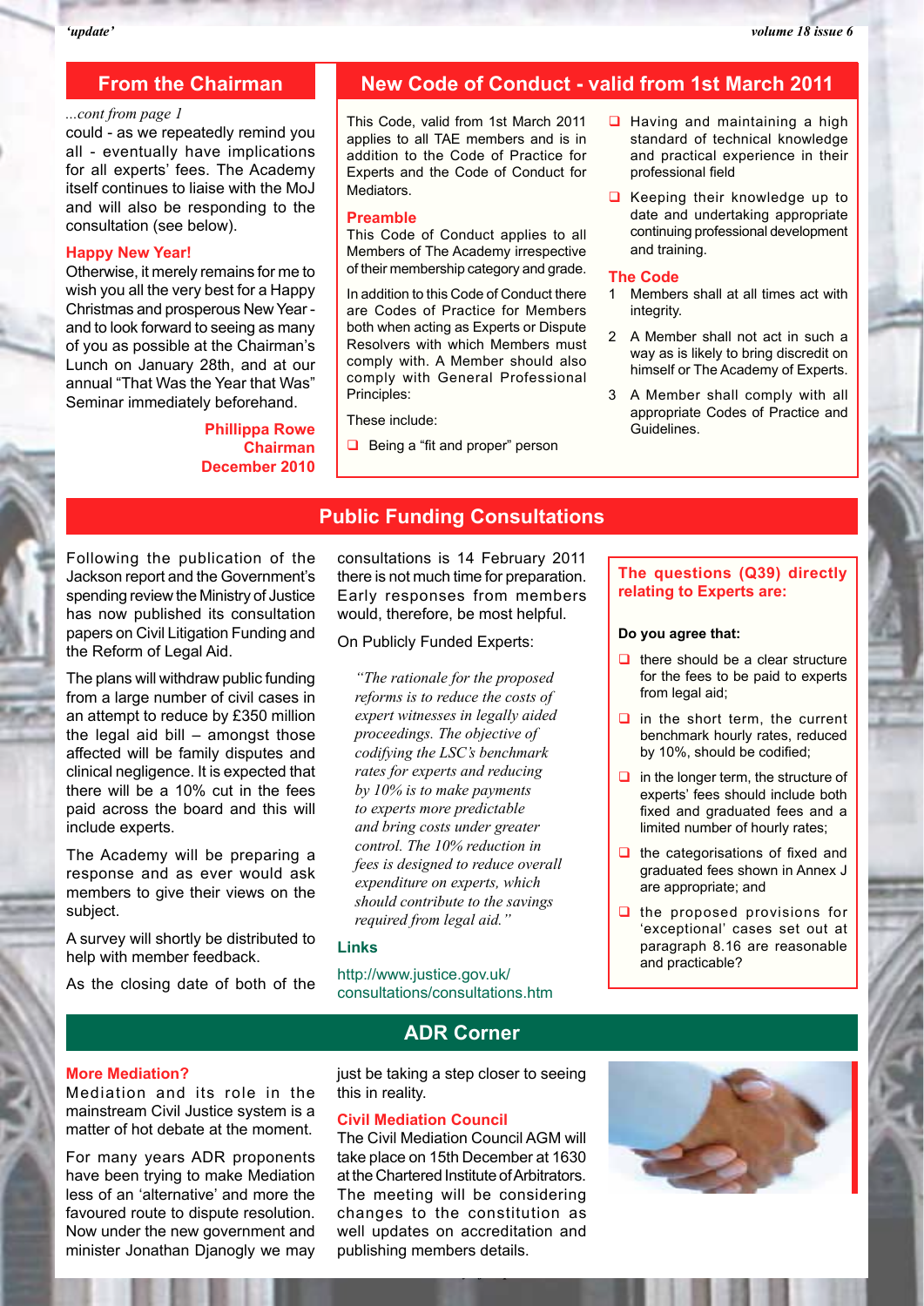## From the Chairman

*...cont from page 1*

could - as we repeatedly remind you all - eventually have implications for all experts' fees. The Academy itself continues to liaise with the MoJ and will also be responding to the consultation (see below).

### Happy New Year!

Otherwise, it merely remains for me to wish you all the very best for a Happy Christmas and prosperous New Year - and to look forward to seeing as many of you as possible at the Chairman's Lunch on January 28th, and at our annual "That Was the Year that Was" Seminar immediately beforehand.

**Phillippa Rowe**
**Chairman**
**December 2010**

## New Code of Conduct - valid from 1st March 2011

This Code, valid from 1st March 2011 applies to all TAE members and is in addition to the Code of Practice for Experts and the Code of Conduct for Mediators.

### Preamble

This Code of Conduct applies to all Members of The Academy irrespective of their membership category and grade.

In addition to this Code of Conduct there are Codes of Practice for Members both when acting as Experts or Dispute Resolvers with which Members must comply with. A Member should also comply with General Professional Principles:

These include:

- Being a "fit and proper" person
- Having and maintaining a high standard of technical knowledge and practical experience in their professional field
- Keeping their knowledge up to date and undertaking appropriate continuing professional development and training.

### The Code

1. Members shall at all times act with integrity.
2. A Member shall not act in such a way as is likely to bring discredit on himself or The Academy of Experts.
3. A Member shall comply with all appropriate Codes of Practice and Guidelines.

## Public Funding Consultations

Following the publication of the Jackson report and the Government's spending review the Ministry of Justice has now published its consultation papers on Civil Litigation Funding and the Reform of Legal Aid.

The plans will withdraw public funding from a large number of civil cases in an attempt to reduce by £350 million the legal aid bill – amongst those affected will be family disputes and clinical negligence. It is expected that there will be a 10% cut in the fees paid across the board and this will include experts.

The Academy will be preparing a response and as ever would ask members to give their views on the subject.

A survey will shortly be distributed to help with member feedback.

As the closing date of both of the consultations is 14 February 2011 there is not much time for preparation. Early responses from members would, therefore, be most helpful.

On Publicly Funded Experts:

> *"The rationale for the proposed reforms is to reduce the costs of expert witnesses in legally aided proceedings. The objective of codifying the LSC's benchmark rates for experts and reducing by 10% is to make payments to experts more predictable and bring costs under greater control. The 10% reduction in fees is designed to reduce overall expenditure on experts, which should contribute to the savings required from legal aid."*

### Links

http://www.justice.gov.uk/consultations/consultations.htm

### The questions (Q39) directly relating to Experts are:

**Do you agree that:**

- there should be a clear structure for the fees to be paid to experts from legal aid;
- in the short term, the current benchmark hourly rates, reduced by 10%, should be codified;
- in the longer term, the structure of experts' fees should include both fixed and graduated fees and a limited number of hourly rates;
- the categorisations of fixed and graduated fees shown in Annex J are appropriate; and
- the proposed provisions for 'exceptional' cases set out at paragraph 8.16 are reasonable and practicable?

## ADR Corner

### More Mediation?

Mediation and its role in the mainstream Civil Justice system is a matter of hot debate at the moment.

For many years ADR proponents have been trying to make Mediation less of an 'alternative' and more the favoured route to dispute resolution. Now under the new government and minister Jonathan Djanogly we may just be taking a step closer to seeing this in reality.

### Civil Mediation Council

The Civil Mediation Council AGM will take place on 15th December at 1630 at the Chartered Institute of Arbitrators. The meeting will be considering changes to the constitution as well updates on accreditation and publishing members details.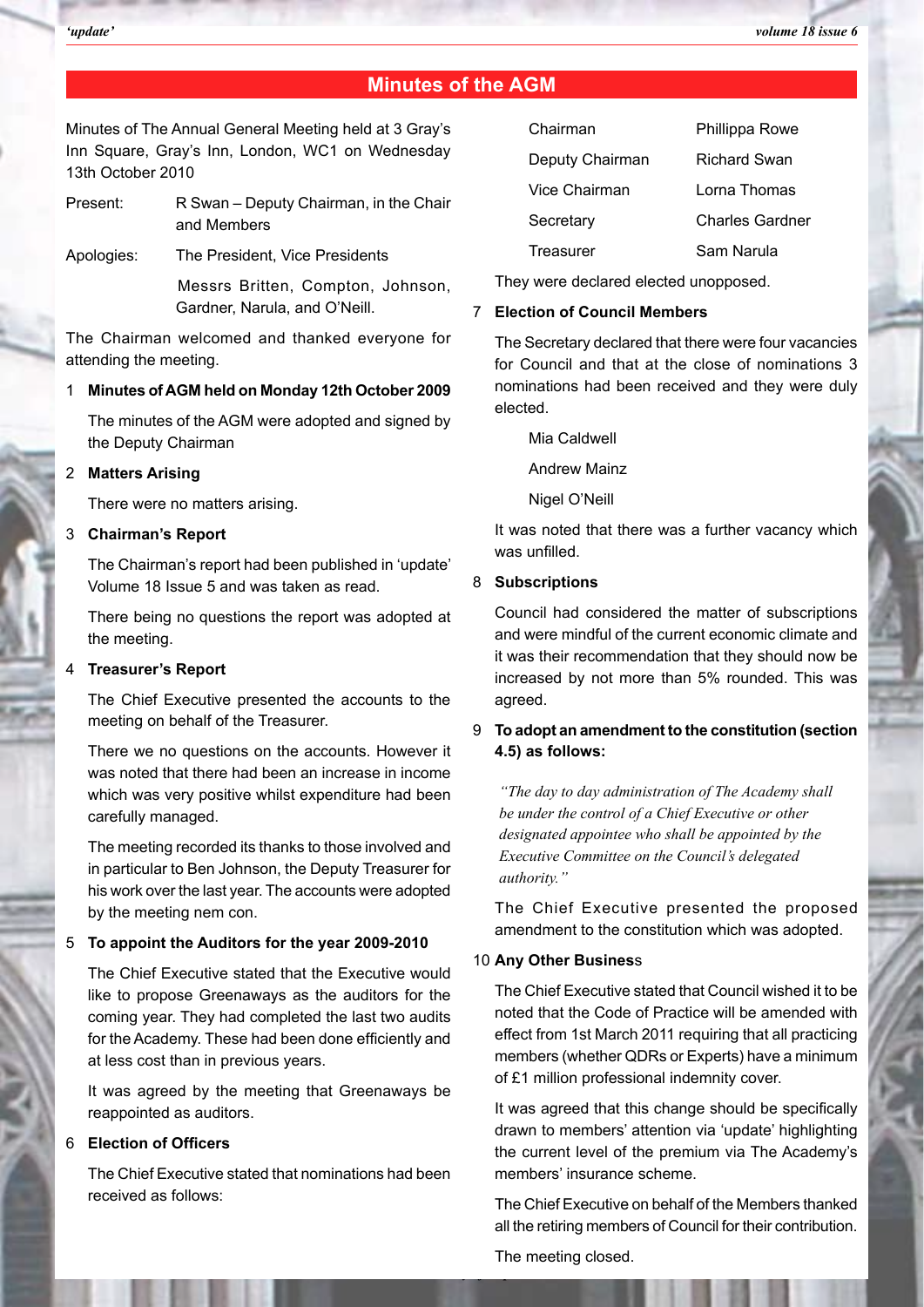# Minutes of the AGM

Minutes of The Annual General Meeting held at 3 Gray's Inn Square, Gray's Inn, London, WC1 on Wednesday 13th October 2010

Present: R Swan – Deputy Chairman, in the Chair and Members

Apologies: The President, Vice Presidents
Messrs Britten, Compton, Johnson, Gardner, Narula, and O'Neill.

The Chairman welcomed and thanked everyone for attending the meeting.

1 **Minutes of AGM held on Monday 12th October 2009**

The minutes of the AGM were adopted and signed by the Deputy Chairman

2 **Matters Arising**

There were no matters arising.

3 **Chairman's Report**

The Chairman's report had been published in 'update' Volume 18 Issue 5 and was taken as read.

There being no questions the report was adopted at the meeting.

4 **Treasurer's Report**

The Chief Executive presented the accounts to the meeting on behalf of the Treasurer.

There we no questions on the accounts. However it was noted that there had been an increase in income which was very positive whilst expenditure had been carefully managed.

The meeting recorded its thanks to those involved and in particular to Ben Johnson, the Deputy Treasurer for his work over the last year. The accounts were adopted by the meeting nem con.

5 **To appoint the Auditors for the year 2009-2010**

The Chief Executive stated that the Executive would like to propose Greenaways as the auditors for the coming year. They had completed the last two audits for the Academy. These had been done efficiently and at less cost than in previous years.

It was agreed by the meeting that Greenaways be reappointed as auditors.

6 **Election of Officers**

The Chief Executive stated that nominations had been received as follows:

| | |
|---|---|
| Chairman | Phillippa Rowe |
| Deputy Chairman | Richard Swan |
| Vice Chairman | Lorna Thomas |
| Secretary | Charles Gardner |
| Treasurer | Sam Narula |

They were declared elected unopposed.

7 **Election of Council Members**

The Secretary declared that there were four vacancies for Council and that at the close of nominations 3 nominations had been received and they were duly elected.

Mia Caldwell

Andrew Mainz

Nigel O'Neill

It was noted that there was a further vacancy which was unfilled.

8 **Subscriptions**

Council had considered the matter of subscriptions and were mindful of the current economic climate and it was their recommendation that they should now be increased by not more than 5% rounded. This was agreed.

9 **To adopt an amendment to the constitution (section 4.5) as follows:**

*"The day to day administration of The Academy shall be under the control of a Chief Executive or other designated appointee who shall be appointed by the Executive Committee on the Council's delegated authority."*

The Chief Executive presented the proposed amendment to the constitution which was adopted.

10 **Any Other Business**

The Chief Executive stated that Council wished it to be noted that the Code of Practice will be amended with effect from 1st March 2011 requiring that all practicing members (whether QDRs or Experts) have a minimum of £1 million professional indemnity cover.

It was agreed that this change should be specifically drawn to members' attention via 'update' highlighting the current level of the premium via The Academy's members' insurance scheme.

The Chief Executive on behalf of the Members thanked all the retiring members of Council for their contribution.

The meeting closed.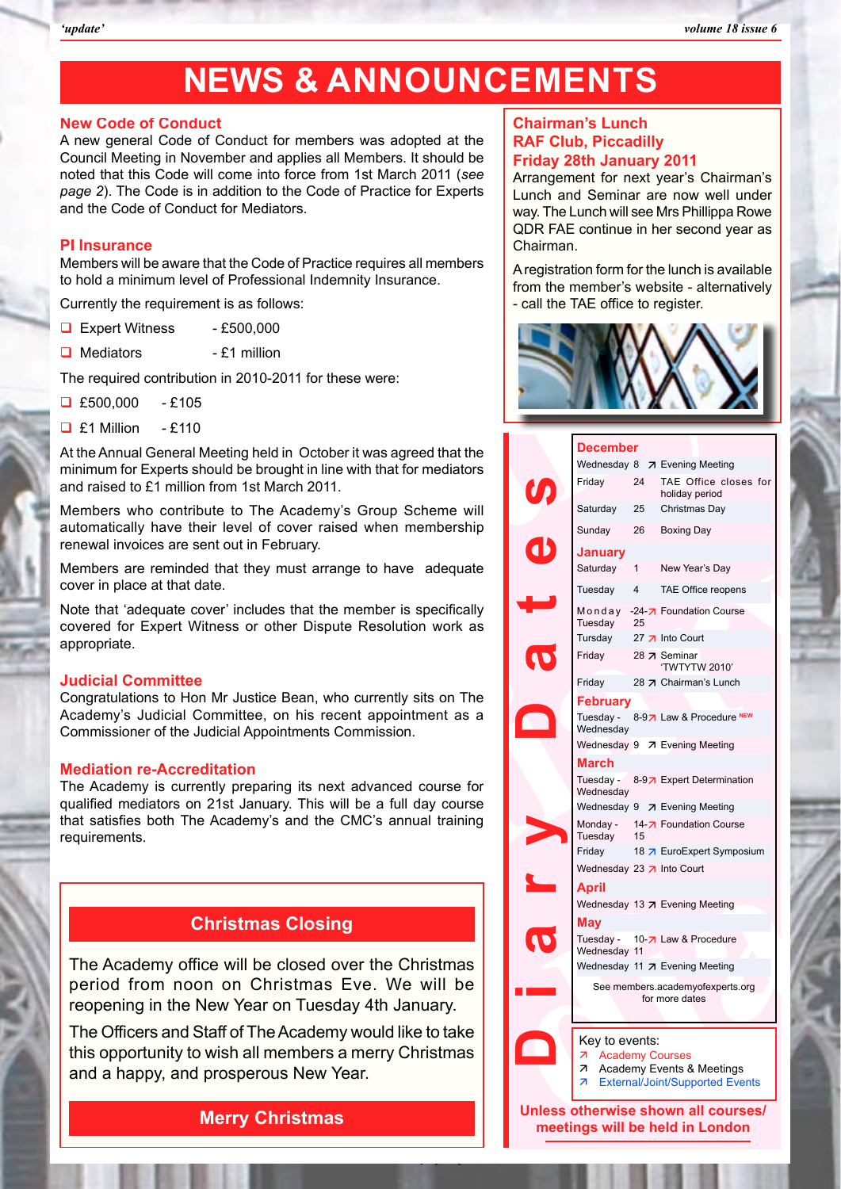# NEWS & ANNOUNCEMENTS

## New Code of Conduct

A new general Code of Conduct for members was adopted at the Council Meeting in November and applies all Members. It should be noted that this Code will come into force from 1st March 2011 (*see page 2*). The Code is in addition to the Code of Practice for Experts and the Code of Conduct for Mediators.

## PI Insurance

Members will be aware that the Code of Practice requires all members to hold a minimum level of Professional Indemnity Insurance.

Currently the requirement is as follows:

- Expert Witness - £500,000
- Mediators - £1 million

The required contribution in 2010-2011 for these were:

- £500,000 - £105
- £1 Million - £110

At the Annual General Meeting held in October it was agreed that the minimum for Experts should be brought in line with that for mediators and raised to £1 million from 1st March 2011.

Members who contribute to The Academy's Group Scheme will automatically have their level of cover raised when membership renewal invoices are sent out in February.

Members are reminded that they must arrange to have adequate cover in place at that date.

Note that 'adequate cover' includes that the member is specifically covered for Expert Witness or other Dispute Resolution work as appropriate.

## Judicial Committee

Congratulations to Hon Mr Justice Bean, who currently sits on The Academy's Judicial Committee, on his recent appointment as a Commissioner of the Judicial Appointments Commission.

## Mediation re-Accreditation

The Academy is currently preparing its next advanced course for qualified mediators on 21st January. This will be a full day course that satisfies both The Academy's and the CMC's annual training requirements.

## Christmas Closing

The Academy office will be closed over the Christmas period from noon on Christmas Eve. We will be reopening in the New Year on Tuesday 4th January.

The Officers and Staff of The Academy would like to take this opportunity to wish all members a merry Christmas and a happy, and prosperous New Year.

**Merry Christmas**

## Chairman's Lunch
## RAF Club, Piccadilly
## Friday 28th January 2011

Arrangement for next year's Chairman's Lunch and Seminar are now well under way. The Lunch will see Mrs Phillippa Rowe QDR FAE continue in her second year as Chairman.

A registration form for the lunch is available from the member's website - alternatively - call the TAE office to register.

## Diary Dates

**December**

| | | |
|---|---|---|
| Wednesday | 8 | ↗ Evening Meeting |
| Friday | 24 | TAE Office closes for holiday period |
| Saturday | 25 | Christmas Day |
| Sunday | 26 | Boxing Day |

**January**

| | | |
|---|---|---|
| Saturday | 1 | New Year's Day |
| Tuesday | 4 | TAE Office reopens |
| Monday Tuesday | 24-25 | ↗ Foundation Course |
| Tursday | 27 | ↗ Into Court |
| Friday | 28 | ↗ Seminar 'TWTYTW 2010' |
| Friday | 28 | ↗ Chairman's Lunch |

**February**

| | | |
|---|---|---|
| Tuesday - Wednesday | 8-9 | ↗ Law & Procedure NEW |
| Wednesday | 9 | ↗ Evening Meeting |

**March**

| | | |
|---|---|---|
| Tuesday - Wednesday | 8-9 | ↗ Expert Determination |
| Wednesday | 9 | ↗ Evening Meeting |
| Monday - Tuesday | 14-15 | ↗ Foundation Course |
| Friday | 18 | ↗ EuroExpert Symposium |
| Wednesday | 23 | ↗ Into Court |

**April**

| | | |
|---|---|---|
| Wednesday | 13 | ↗ Evening Meeting |

**May**

| | | |
|---|---|---|
| Tuesday - Wednesday | 10-11 | ↗ Law & Procedure |
| Wednesday | 11 | ↗ Evening Meeting |

See members.academyofexperts.org for more dates

Key to events:
- ↗ Academy Courses
- ↗ Academy Events & Meetings
- ↗ External/Joint/Supported Events

**Unless otherwise shown all courses/ meetings will be held in London**